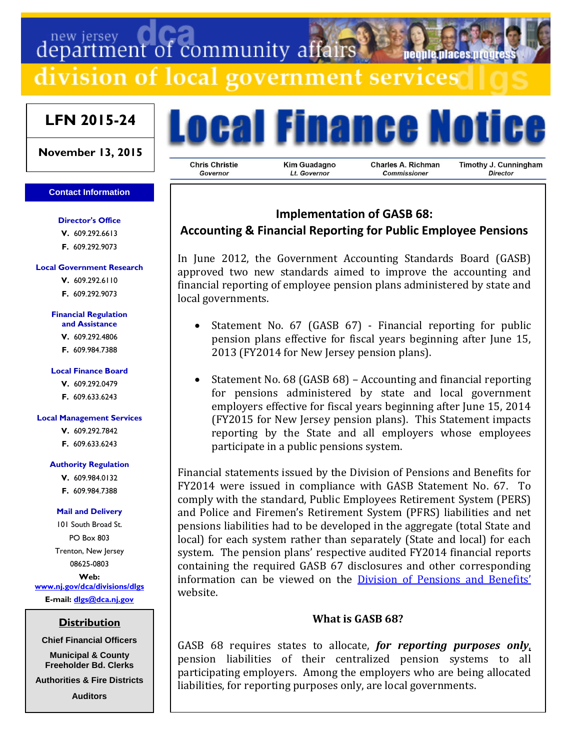new jersey department of community affairs

division of local government services

**LFN 2015-24**

**November 13, 2015**

# Local Finance Notice

| Chris Christie | Kim Guadagno | Charles A. Richman | Timothy J. Cunningham |
|---|---|---|---|
| *Governor* | *Lt. Governor* | *Commissioner* | *Director* |

**Contact Information**

**Director's Office**
V. 609.292.6613
F. 609.292.9073

**Local Government Research**
V. 609.292.6110
F. 609.292.9073

**Financial Regulation and Assistance**
V. 609.292.4806
F. 609.984.7388

**Local Finance Board**
V. 609.292.0479
F. 609.633.6243

**Local Management Services**
V. 609.292.7842
F. 609.633.6243

**Authority Regulation**
V. 609.984.0132
F. 609.984.7388

**Mail and Delivery**
101 South Broad St.
PO Box 803
Trenton, New Jersey
08625-0803

**Web:** www.nj.gov/dca/divisions/dlgs
**E-mail:** dlgs@dca.nj.gov

**Distribution**

Chief Financial Officers
Municipal & County Freeholder Bd. Clerks
Authorities & Fire Districts
Auditors

## Implementation of GASB 68: Accounting & Financial Reporting for Public Employee Pensions

In June 2012, the Government Accounting Standards Board (GASB) approved two new standards aimed to improve the accounting and financial reporting of employee pension plans administered by state and local governments.

- Statement No. 67 (GASB 67) - Financial reporting for public pension plans effective for fiscal years beginning after June 15, 2013 (FY2014 for New Jersey pension plans).
- Statement No. 68 (GASB 68) – Accounting and financial reporting for pensions administered by state and local government employers effective for fiscal years beginning after June 15, 2014 (FY2015 for New Jersey pension plans). This Statement impacts reporting by the State and all employers whose employees participate in a public pensions system.

Financial statements issued by the Division of Pensions and Benefits for FY2014 were issued in compliance with GASB Statement No. 67. To comply with the standard, Public Employees Retirement System (PERS) and Police and Firemen's Retirement System (PFRS) liabilities and net pensions liabilities had to be developed in the aggregate (total State and local) for each system rather than separately (State and local) for each system. The pension plans' respective audited FY2014 financial reports containing the required GASB 67 disclosures and other corresponding information can be viewed on the Division of Pensions and Benefits' website.

### What is GASB 68?

GASB 68 requires states to allocate, ***for reporting purposes only***, pension liabilities of their centralized pension systems to all participating employers. Among the employers who are being allocated liabilities, for reporting purposes only, are local governments.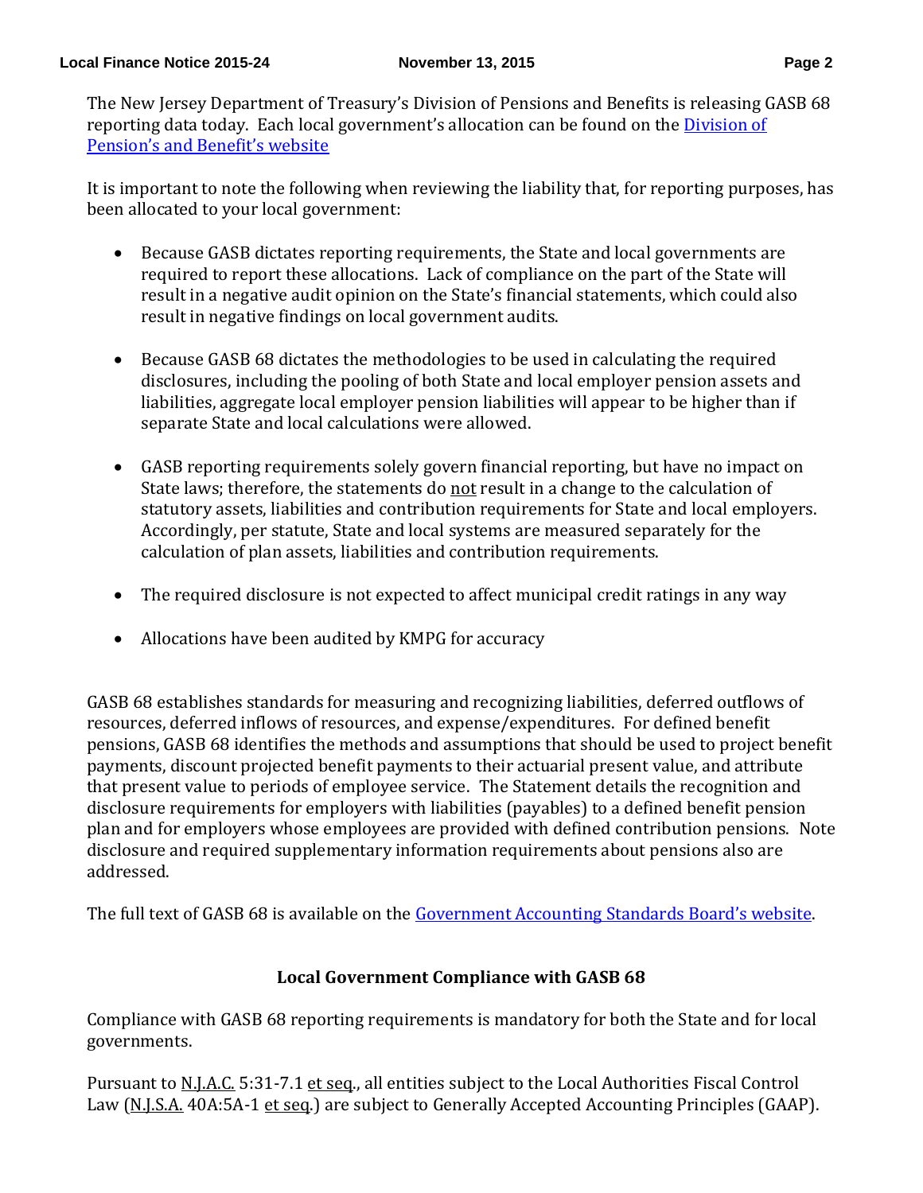The New Jersey Department of Treasury's Division of Pensions and Benefits is releasing GASB 68 reporting data today. Each local government's allocation can be found on the Division of Pension's and Benefit's website

It is important to note the following when reviewing the liability that, for reporting purposes, has been allocated to your local government:

- Because GASB dictates reporting requirements, the State and local governments are required to report these allocations. Lack of compliance on the part of the State will result in a negative audit opinion on the State's financial statements, which could also result in negative findings on local government audits.

- Because GASB 68 dictates the methodologies to be used in calculating the required disclosures, including the pooling of both State and local employer pension assets and liabilities, aggregate local employer pension liabilities will appear to be higher than if separate State and local calculations were allowed.

- GASB reporting requirements solely govern financial reporting, but have no impact on State laws; therefore, the statements do not result in a change to the calculation of statutory assets, liabilities and contribution requirements for State and local employers. Accordingly, per statute, State and local systems are measured separately for the calculation of plan assets, liabilities and contribution requirements.

- The required disclosure is not expected to affect municipal credit ratings in any way

- Allocations have been audited by KMPG for accuracy

GASB 68 establishes standards for measuring and recognizing liabilities, deferred outflows of resources, deferred inflows of resources, and expense/expenditures. For defined benefit pensions, GASB 68 identifies the methods and assumptions that should be used to project benefit payments, discount projected benefit payments to their actuarial present value, and attribute that present value to periods of employee service. The Statement details the recognition and disclosure requirements for employers with liabilities (payables) to a defined benefit pension plan and for employers whose employees are provided with defined contribution pensions. Note disclosure and required supplementary information requirements about pensions also are addressed.

The full text of GASB 68 is available on the Government Accounting Standards Board's website.

**Local Government Compliance with GASB 68**

Compliance with GASB 68 reporting requirements is mandatory for both the State and for local governments.

Pursuant to N.J.A.C. 5:31-7.1 et seq., all entities subject to the Local Authorities Fiscal Control Law (N.J.S.A. 40A:5A-1 et seq.) are subject to Generally Accepted Accounting Principles (GAAP).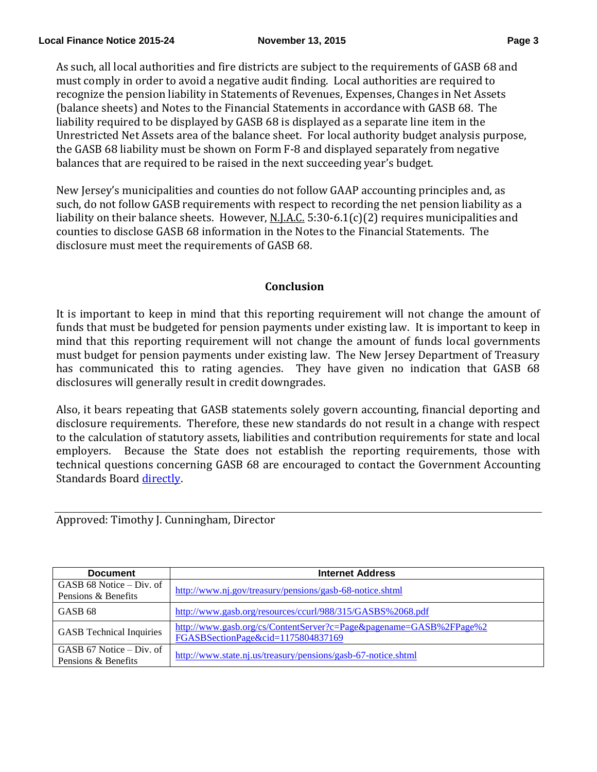As such, all local authorities and fire districts are subject to the requirements of GASB 68 and must comply in order to avoid a negative audit finding. Local authorities are required to recognize the pension liability in Statements of Revenues, Expenses, Changes in Net Assets (balance sheets) and Notes to the Financial Statements in accordance with GASB 68. The liability required to be displayed by GASB 68 is displayed as a separate line item in the Unrestricted Net Assets area of the balance sheet. For local authority budget analysis purpose, the GASB 68 liability must be shown on Form F-8 and displayed separately from negative balances that are required to be raised in the next succeeding year's budget.

New Jersey's municipalities and counties do not follow GAAP accounting principles and, as such, do not follow GASB requirements with respect to recording the net pension liability as a liability on their balance sheets. However, N.J.A.C. 5:30-6.1(c)(2) requires municipalities and counties to disclose GASB 68 information in the Notes to the Financial Statements. The disclosure must meet the requirements of GASB 68.

## Conclusion

It is important to keep in mind that this reporting requirement will not change the amount of funds that must be budgeted for pension payments under existing law. It is important to keep in mind that this reporting requirement will not change the amount of funds local governments must budget for pension payments under existing law. The New Jersey Department of Treasury has communicated this to rating agencies. They have given no indication that GASB 68 disclosures will generally result in credit downgrades.

Also, it bears repeating that GASB statements solely govern accounting, financial deporting and disclosure requirements. Therefore, these new standards do not result in a change with respect to the calculation of statutory assets, liabilities and contribution requirements for state and local employers. Because the State does not establish the reporting requirements, those with technical questions concerning GASB 68 are encouraged to contact the Government Accounting Standards Board directly.

---

Approved: Timothy J. Cunningham, Director

| Document | Internet Address |
|---|---|
| GASB 68 Notice – Div. of Pensions & Benefits | http://www.nj.gov/treasury/pensions/gasb-68-notice.shtml |
| GASB 68 | http://www.gasb.org/resources/ccurl/988/315/GASBS%2068.pdf |
| GASB Technical Inquiries | http://www.gasb.org/cs/ContentServer?c=Page&pagename=GASB%2FPage%2FGASBSectionPage&cid=1175804837169 |
| GASB 67 Notice – Div. of Pensions & Benefits | http://www.state.nj.us/treasury/pensions/gasb-67-notice.shtml |